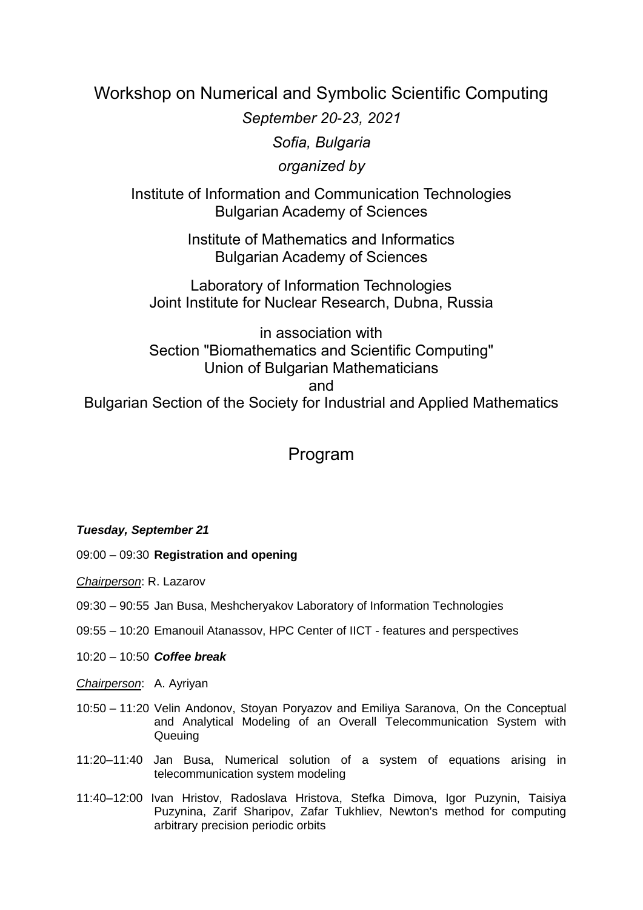# Workshop on Numerical and Symbolic Scientific Computing

*September 20-23, 2021*

*Sofia, Bulgaria*

*organized by*

Institute of Information and Communication Technologies
Bulgarian Academy of Sciences

Institute of Mathematics and Informatics
Bulgarian Academy of Sciences

Laboratory of Information Technologies
Joint Institute for Nuclear Research, Dubna, Russia

in association with
Section "Biomathematics and Scientific Computing"
Union of Bulgarian Mathematicians
and
Bulgarian Section of the Society for Industrial and Applied Mathematics

## Program

***Tuesday, September 21***

09:00 – 09:30 **Registration and opening**

*Chairperson*: R. Lazarov

09:30 – 90:55 Jan Busa, Meshcheryakov Laboratory of Information Technologies

09:55 – 10:20 Emanouil Atanassov, HPC Center of IICT - features and perspectives

10:20 – 10:50 ***Coffee break***

*Chairperson*: A. Ayriyan

10:50 – 11:20 Velin Andonov, Stoyan Poryazov and Emiliya Saranova, On the Conceptual and Analytical Modeling of an Overall Telecommunication System with Queuing

11:20–11:40 Jan Busa, Numerical solution of a system of equations arising in telecommunication system modeling

11:40–12:00 Ivan Hristov, Radoslava Hristova, Stefka Dimova, Igor Puzynin, Taisiya Puzynina, Zarif Sharipov, Zafar Tukhliev, Newton's method for computing arbitrary precision periodic orbits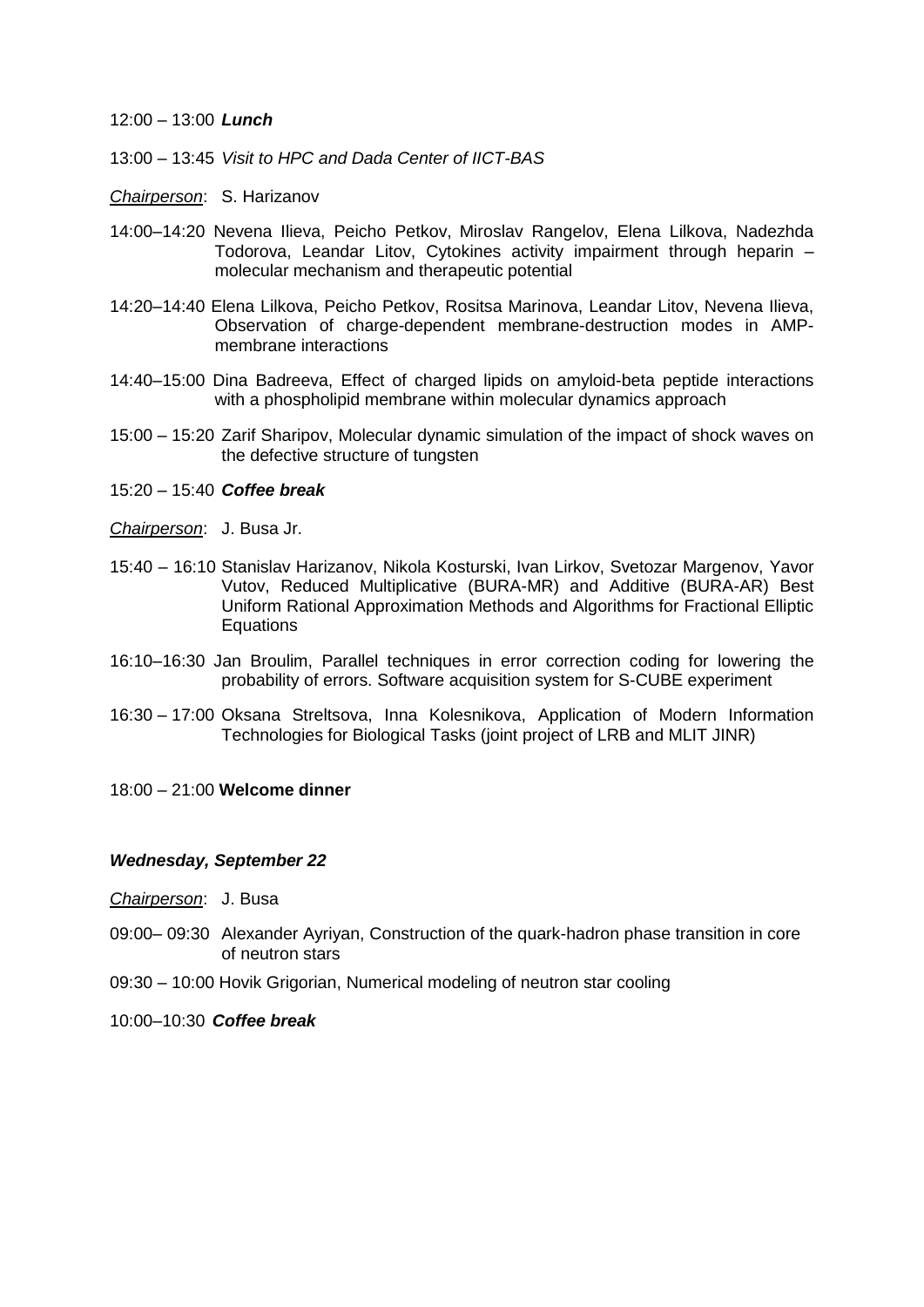12:00 – 13:00 ***Lunch***

13:00 – 13:45 *Visit to HPC and Dada Center of IICT-BAS*

*Chairperson*: S. Harizanov

14:00–14:20 Nevena Ilieva, Peicho Petkov, Miroslav Rangelov, Elena Lilkova, Nadezhda Todorova, Leandar Litov, Cytokines activity impairment through heparin – molecular mechanism and therapeutic potential

14:20–14:40 Elena Lilkova, Peicho Petkov, Rositsa Marinova, Leandar Litov, Nevena Ilieva, Observation of charge-dependent membrane-destruction modes in AMP-membrane interactions

14:40–15:00 Dina Badreeva, Effect of charged lipids on amyloid-beta peptide interactions with a phospholipid membrane within molecular dynamics approach

15:00 – 15:20 Zarif Sharipov, Molecular dynamic simulation of the impact of shock waves on the defective structure of tungsten

15:20 – 15:40 ***Coffee break***

*Chairperson*: J. Busa Jr.

15:40 – 16:10 Stanislav Harizanov, Nikola Kosturski, Ivan Lirkov, Svetozar Margenov, Yavor Vutov, Reduced Multiplicative (BURA-MR) and Additive (BURA-AR) Best Uniform Rational Approximation Methods and Algorithms for Fractional Elliptic Equations

16:10–16:30 Jan Broulim, Parallel techniques in error correction coding for lowering the probability of errors. Software acquisition system for S-CUBE experiment

16:30 – 17:00 Oksana Streltsova, Inna Kolesnikova, Application of Modern Information Technologies for Biological Tasks (joint project of LRB and MLIT JINR)

18:00 – 21:00 **Welcome dinner**

***Wednesday, September 22***

*Chairperson*: J. Busa

09:00– 09:30 Alexander Ayriyan, Construction of the quark-hadron phase transition in core of neutron stars

09:30 – 10:00 Hovik Grigorian, Numerical modeling of neutron star cooling

10:00–10:30 ***Coffee break***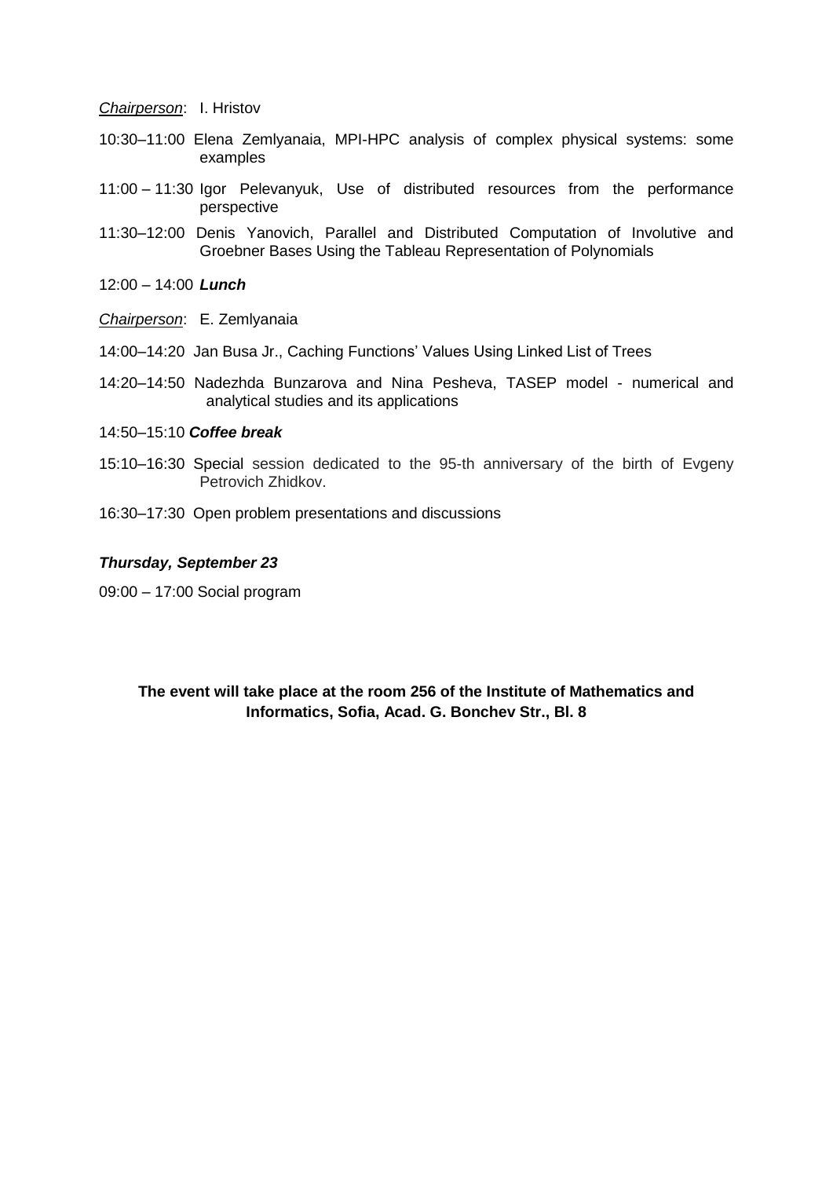*Chairperson*: I. Hristov

10:30–11:00 Elena Zemlyanaia, MPI-HPC analysis of complex physical systems: some examples

11:00 – 11:30 Igor Pelevanyuk, Use of distributed resources from the performance perspective

11:30–12:00 Denis Yanovich, Parallel and Distributed Computation of Involutive and Groebner Bases Using the Tableau Representation of Polynomials

12:00 – 14:00 ***Lunch***

*Chairperson*: E. Zemlyanaia

14:00–14:20 Jan Busa Jr., Caching Functions' Values Using Linked List of Trees

14:20–14:50 Nadezhda Bunzarova and Nina Pesheva, TASEP model - numerical and analytical studies and its applications

14:50–15:10 ***Coffee break***

15:10–16:30 Special session dedicated to the 95-th anniversary of the birth of Evgeny Petrovich Zhidkov.

16:30–17:30 Open problem presentations and discussions

***Thursday, September 23***

09:00 – 17:00 Social program

**The event will take place at the room 256 of the Institute of Mathematics and Informatics, Sofia, Acad. G. Bonchev Str., Bl. 8**